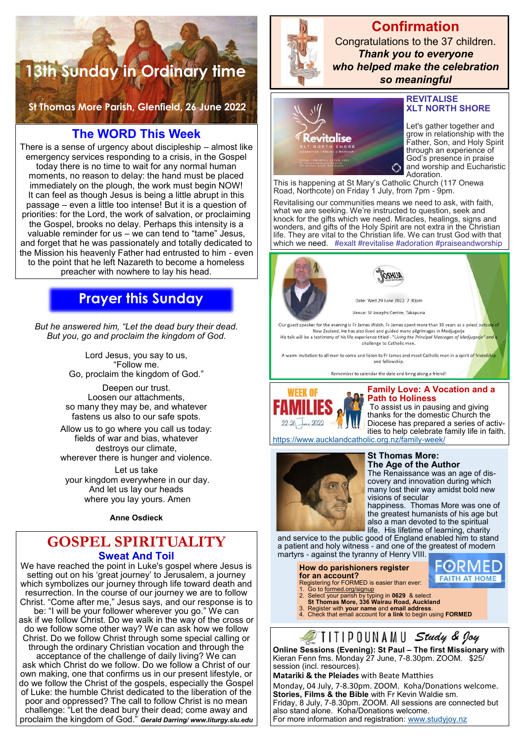# 13th Sunday in Ordinary time

**St Thomas More Parish, Glenfield, 26 June 2022**

## The WORD This Week

There is a sense of urgency about discipleship – almost like emergency services responding to a crisis, in the Gospel today there is no time to wait for any normal human moments, no reason to delay: the hand must be placed immediately on the plough, the work must begin NOW! It can feel as though Jesus is being a little abrupt in this passage – even a little too intense! But it is a question of priorities: for the Lord, the work of salvation, or proclaiming the Gospel, brooks no delay. Perhaps this intensity is a valuable reminder for us – we can tend to "tame" Jesus, and forget that he was passionately and totally dedicated to the Mission his heavenly Father had entrusted to him - even to the point that he left Nazareth to become a homeless preacher with nowhere to lay his head.

## Prayer this Sunday

*But he answered him, "Let the dead bury their dead. But you, go and proclaim the kingdom of God.*

Lord Jesus, you say to us,
"Follow me.
Go, proclaim the kingdom of God."

Deepen our trust.
Loosen our attachments,
so many they may be, and whatever
fastens us also to our safe spots.

Allow us to go where you call us today:
fields of war and bias, whatever
destroys our climate,
wherever there is hunger and violence.

Let us take
your kingdom everywhere in our day.
And let us lay our heads
where you lay yours. Amen

**Anne Osdieck**

## GOSPEL SPIRITUALITY

### Sweat And Toil

We have reached the point in Luke's gospel where Jesus is setting out on his 'great journey' to Jerusalem, a journey which symbolizes our journey through life toward death and resurrection. In the course of our journey we are to follow Christ. "Come after me," Jesus says, and our response is to be: "I will be your follower wherever you go." We can ask if we follow Christ. Do we walk in the way of the cross or do we follow some other way? We can ask how we follow Christ. Do we follow Christ through some special calling or through the ordinary Christian vocation and through the acceptance of the challenge of daily living? We can ask which Christ do we follow. Do we follow a Christ of our own making, one that confirms us in our present lifestyle, or do we follow the Christ of the gospels, especially the Gospel of Luke: the humble Christ dedicated to the liberation of the poor and oppressed? The call to follow Christ is no mean challenge: "Let the dead bury their dead; come away and proclaim the kingdom of God." ***Gerald Darring/ www.liturgy.slu.edu***

## Confirmation

Congratulations to the 37 children.
***Thank you to everyone who helped make the celebration so meaningful***

## REVITALISE XLT NORTH SHORE

Let's gather together and grow in relationship with the Father, Son, and Holy Spirit through an experience of God's presence in praise and worship and Eucharistic Adoration.

This is happening at St Mary's Catholic Church (117 Onewa Road, Northcote) on Friday 1 July, from 7pm - 9pm.

Revitalising our communities means we need to ask, with faith, what we are seeking. We're instructed to question, seek and knock for the gifts which we need. Miracles, healings, signs and wonders, and gifts of the Holy Spirit are not extra in the Christian life. They are vital to the Christian life. We can trust God with that which we need. #exalt #revitalise #adoration #praiseandworship

## JOSHUA

Date: Wed 29 June 2022 7.30pm

Venue: St Josephs Centre, Takapuna

Our guest speaker for the evening is Fr James Walsh. Fr James spent more than 30 years as a priest outside of New Zealand. He has also lived and guided many pilgrimages in Medjugorje. His talk will be a testimony of his life experience titled - "*Living the Principal Messages of Medjugorje*" and a challenge to Catholic men.

A warm invitation to all men to come and listen to Fr James and meet Catholic men in a spirit of friendship and fellowship.

Remember to calendar the date and bring along a friend!

## Family Love: A Vocation and a Path to Holiness

WEEK OF FAMILIES 22-26 June 2022

To assist us in pausing and giving thanks for the domestic Church the Diocese has prepared a series of activities to help celebrate family life in faith.
https://www.aucklandcatholic.org.nz/family-week/

## St Thomas More: The Age of the Author

The Renaissance was an age of discovery and innovation during which many lost their way amidst bold new visions of secular happiness. Thomas More was one of the greatest humanists of his age but also a man devoted to the spiritual life. His lifetime of learning, charity and service to the public good of England enabled him to stand a patient and holy witness - and one of the greatest of modern martyrs - against the tyranny of Henry VIII.

## FORMED – FAITH AT HOME

**How do parishioners register for an account?**

Registering for FORMED is easier than ever:

1. Go to formed.org/signup
2. Select your parish by typing in **0629** & select **St Thomas More, 336 Wairau Road, Auckland**
3. Register with **your name** and **email address**.
4. Check that email account for **a link** to begin using **FORMED**

## TITIPOUNAMU Study & Joy

**Online Sessions (Evening): St Paul – The first Missionary** with Kieran Fenn fms. Monday 27 June, 7-8.30pm. ZOOM. $25/ session (incl. resources).

**Matariki & the Pleiades** with Beate Matthies
Monday, 04 July, 7-8.30pm. ZOOM. Koha/Donations welcome.

**Stories, Films & the Bible** with Fr Kevin Waldie sm.
Friday, 8 July, 7-8.30pm. ZOOM. All sessions are connected but also stand alone. Koha/Donations welcome.

For more information and registration: www.studyjoy.nz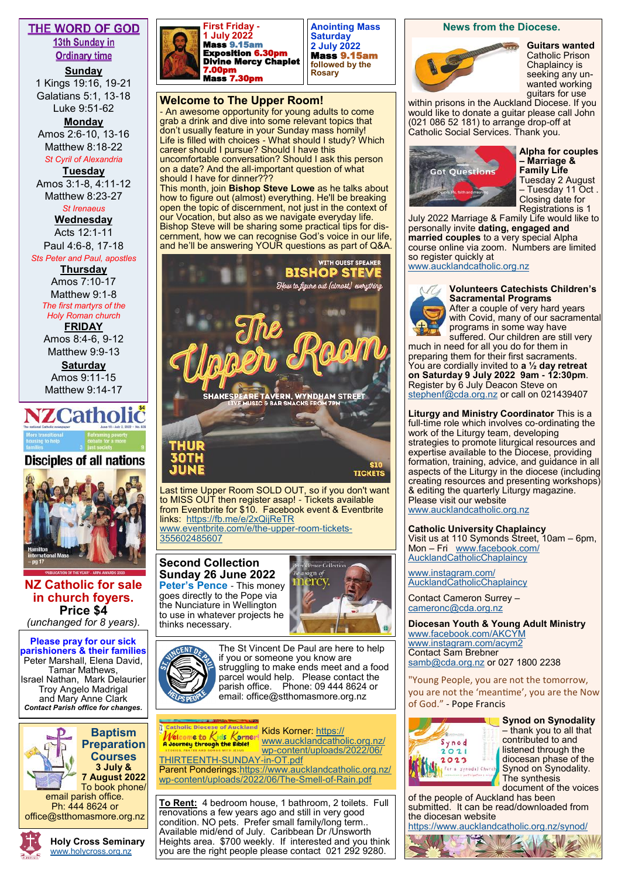# THE WORD OF GOD

## 13th Sunday in Ordinary time

**Sunday**
1 Kings 19:16, 19-21
Galatians 5:1, 13-18
Luke 9:51-62

**Monday**
Amos 2:6-10, 13-16
Matthew 8:18-22
*St Cyril of Alexandria*

**Tuesday**
Amos 3:1-8, 4:11-12
Matthew 8:23-27
*St Irenaeus*

**Wednesday**
Acts 12:1-11
Paul 4:6-8, 17-18
*Sts Peter and Paul, apostles*

**Thursday**
Amos 7:10-17
Matthew 9:1-8
*The first martyrs of the Holy Roman church*

**FRIDAY**
Amos 8:4-6, 9-12
Matthew 9:9-13

**Saturday**
Amos 9:11-15
Matthew 9:14-17

NZCatholic $4
Disciples of all nations

**NZ Catholic for sale in church foyers. Price $4**
*(unchanged for 8 years).*

**Please pray for our sick parishioners & their families**
Peter Marshall, Elena David, Tamar Mathews, Israel Nathan, Mark Delaurier, Troy Angelo Madrigal and Mary Anne Clark
***Contact Parish office for changes.***

**Baptism Preparation Courses**
**3 July & 7 August 2022**
To book phone/ email parish office.
Ph: 444 8624 or office@stthomasmore.org.nz

**Holy Cross Seminary**
www.holycross.org.nz

**First Friday - 1 July 2022**
**Mass 9.15am**
**Exposition 6.30pm**
**Divine Mercy Chaplet 7.00pm**
**Mass 7.30pm**

**Anointing Mass Saturday 2 July 2022**
**Mass 9.15am**
**followed by the Rosary**

## Welcome to The Upper Room!

- An awesome opportunity for young adults to come grab a drink and dive into some relevant topics that don't usually feature in your Sunday mass homily!
Life is filled with choices - What should I study? Which career should I pursue? Should I have this uncomfortable conversation? Should I ask this person on a date? And the all-important question of what should I have for dinner???
This month, join **Bishop Steve Lowe** as he talks about how to figure out (almost) everything. He'll be breaking open the topic of discernment, not just in the context of our Vocation, but also as we navigate everyday life. Bishop Steve will be sharing some practical tips for discernment, how we can recognise God's voice in our life, and he'll be answering YOUR questions as part of Q&A.

WITH GUEST SPEAKER BISHOP STEVE
How to figure out (almost) everything
The Upper Room
SHAKESPEARE TAVERN, WYNDHAM STREET
LIVE MUSIC & BAR SNACKS FROM 7PM
THUR 30TH JUNE
$10 TICKETS

Last time Upper Room SOLD OUT, so if you don't want to MISS OUT then register asap! - Tickets available from Eventbrite for $10. Facebook event & Eventbrite links: https://fb.me/e/2xQijReTR
www.eventbrite.com/e/the-upper-room-tickets-355602485607

## Second Collection Sunday 26 June 2022

**Peter's Pence** - This money goes directly to the Pope via the Nunciature in Wellington to use in whatever projects he thinks necessary.

The St Vincent De Paul are here to help if you or someone you know are struggling to make ends meet and a food parcel would help. Please contact the parish office. Phone: 09 444 8624 or email: office@stthomasmore.org.nz

Kids Korner: https://www.aucklandcatholic.org.nz/wp-content/uploads/2022/06/THIRTEENTH-SUNDAY-in-OT.pdf
Parent Ponderings: https://www.aucklandcatholic.org.nz/wp-content/uploads/2022/06/The-Smell-of-Rain.pdf

**To Rent:** 4 bedroom house, 1 bathroom, 2 toilets. Full renovations a few years ago and still in very good condition. NO pets. Prefer small family/long term.. Available mid/end of July. Caribbean Dr /Unsworth Heights area. $700 weekly. If interested and you think you are the right people please contact 021 292 9280.

## News from the Diocese.

**Guitars wanted**
Catholic Prison Chaplaincy is seeking any unwanted working guitars for use within prisons in the Auckland Diocese. If you would like to donate a guitar please call John (021 086 52 181) to arrange drop-off at Catholic Social Services. Thank you.

**Alpha for couples – Marriage & Family Life**
Tuesday 2 August – Tuesday 11 Oct . Closing date for Registrations is 1 July 2022 Marriage & Family Life would like to personally invite **dating, engaged and married couples** to a very special Alpha course online via zoom. Numbers are limited so register quickly at www.aucklandcatholic.org.nz

**Volunteers Catechists Children's Sacramental Programs**
After a couple of very hard years with Covid, many of our sacramental programs in some way have suffered. Our children are still very much in need for all you do for them in preparing them for their first sacraments. You are cordially invited to **a ½ day retreat on Saturday 9 July 2022 9am - 12:30pm**. Register by 6 July Deacon Steve on stephenf@cda.org.nz or call on 021439407

**Liturgy and Ministry Coordinator** This is a full-time role which involves co-ordinating the work of the Liturgy team, developing strategies to promote liturgical resources and expertise available to the Diocese, providing formation, training, advice, and guidance in all aspects of the Liturgy in the diocese (including creating resources and presenting workshops) & editing the quarterly Liturgy magazine. Please visit our website www.aucklandcatholic.org.nz

**Catholic University Chaplaincy**
Visit us at 110 Symonds Street, 10am – 6pm, Mon – Fri www.facebook.com/AucklandCatholicChaplaincy

www.instagram.com/AucklandCatholicChaplaincy

Contact Cameron Surrey – cameronc@cda.org.nz

**Diocesan Youth & Young Adult Ministry**
www.facebook.com/AKCYM
www.instagram.com/acym2
Contact Sam Brebner
samb@cda.org.nz or 027 1800 2238

"Young People, you are not the tomorrow, you are not the 'meantime', you are the Now of God." - Pope Francis

**Synod on Synodality**
– thank you to all that contributed to and listened through the diocesan phase of the Synod on Synodality. The synthesis document of the voices of the people of Auckland has been submitted. It can be read/downloaded from the diocesan website https://www.aucklandcatholic.org.nz/synod/